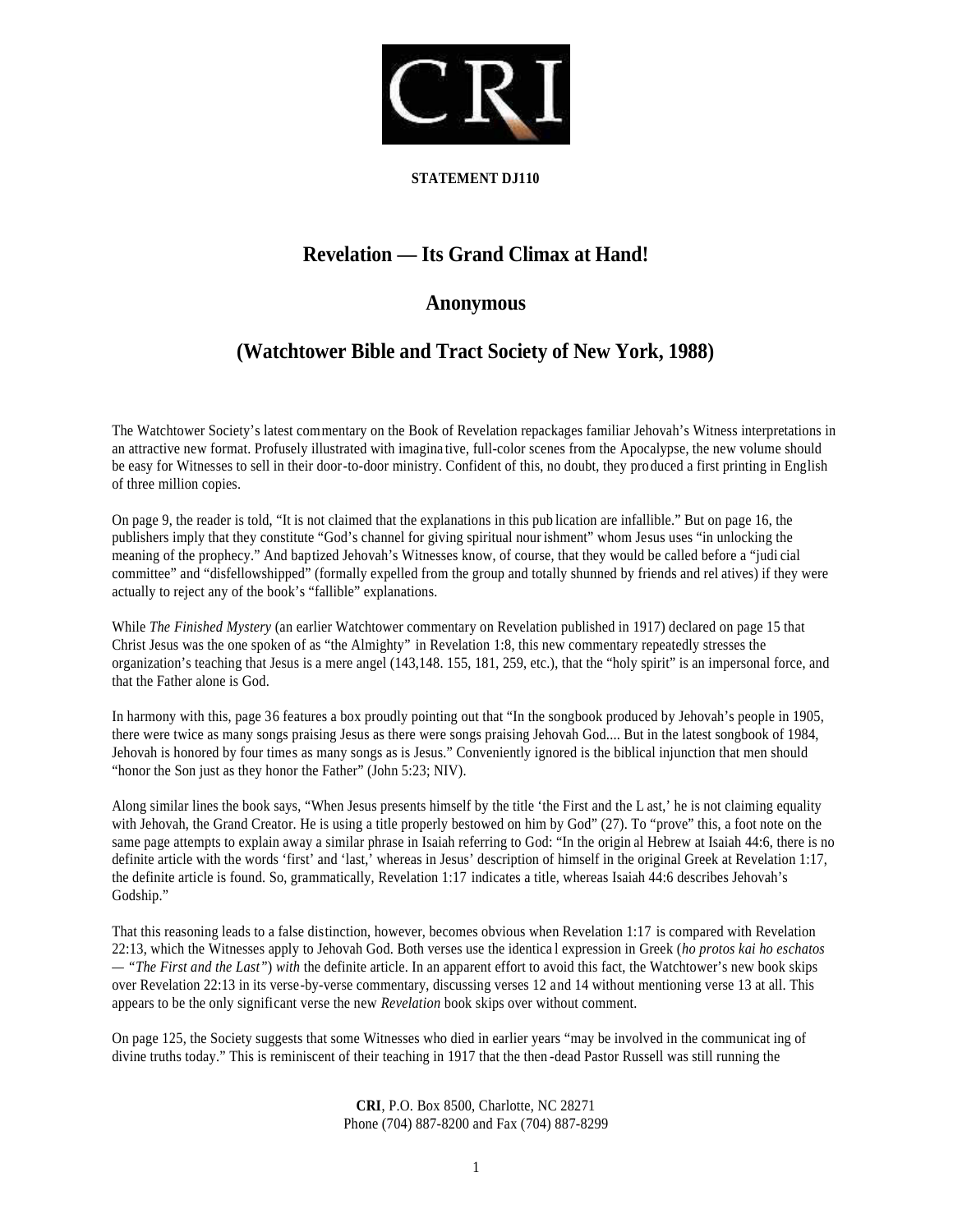**STATEMENT DJ110**

# Revelation — Its Grand Climax at Hand!

## Anonymous

## (Watchtower Bible and Tract Society of New York, 1988)

The Watchtower Society's latest commentary on the Book of Revelation repackages familiar Jehovah's Witness interpretations in an attractive new format. Profusely illustrated with imaginative, full-color scenes from the Apocalypse, the new volume should be easy for Witnesses to sell in their door-to-door ministry. Confident of this, no doubt, they produced a first printing in English of three million copies.

On page 9, the reader is told, "It is not claimed that the explanations in this publication are infallible." But on page 16, the publishers imply that they constitute "God's channel for giving spiritual nourishment" whom Jesus uses "in unlocking the meaning of the prophecy." And baptized Jehovah's Witnesses know, of course, that they would be called before a "judicial committee" and "disfellowshipped" (formally expelled from the group and totally shunned by friends and relatives) if they were actually to reject any of the book's "fallible" explanations.

While *The Finished Mystery* (an earlier Watchtower commentary on Revelation published in 1917) declared on page 15 that Christ Jesus was the one spoken of as "the Almighty" in Revelation 1:8, this new commentary repeatedly stresses the organization's teaching that Jesus is a mere angel (143,148. 155, 181, 259, etc.), that the "holy spirit" is an impersonal force, and that the Father alone is God.

In harmony with this, page 36 features a box proudly pointing out that "In the songbook produced by Jehovah's people in 1905, there were twice as many songs praising Jesus as there were songs praising Jehovah God.... But in the latest songbook of 1984, Jehovah is honored by four times as many songs as is Jesus." Conveniently ignored is the biblical injunction that men should "honor the Son just as they honor the Father" (John 5:23; NIV).

Along similar lines the book says, "When Jesus presents himself by the title 'the First and the Last,' he is not claiming equality with Jehovah, the Grand Creator. He is using a title properly bestowed on him by God" (27). To "prove" this, a footnote on the same page attempts to explain away a similar phrase in Isaiah referring to God: "In the original Hebrew at Isaiah 44:6, there is no definite article with the words 'first' and 'last,' whereas in Jesus' description of himself in the original Greek at Revelation 1:17, the definite article is found. So, grammatically, Revelation 1:17 indicates a title, whereas Isaiah 44:6 describes Jehovah's Godship."

That this reasoning leads to a false distinction, however, becomes obvious when Revelation 1:17 is compared with Revelation 22:13, which the Witnesses apply to Jehovah God. Both verses use the identical expression in Greek (*ho protos kai ho eschatos — "The First and the Last"*) *with* the definite article. In an apparent effort to avoid this fact, the Watchtower's new book skips over Revelation 22:13 in its verse-by-verse commentary, discussing verses 12 and 14 without mentioning verse 13 at all. This appears to be the only significant verse the new *Revelation* book skips over without comment.

On page 125, the Society suggests that some Witnesses who died in earlier years "may be involved in the communicating of divine truths today." This is reminiscent of their teaching in 1917 that the then-dead Pastor Russell was still running the

**CRI**, P.O. Box 8500, Charlotte, NC 28271
Phone (704) 887-8200 and Fax (704) 887-8299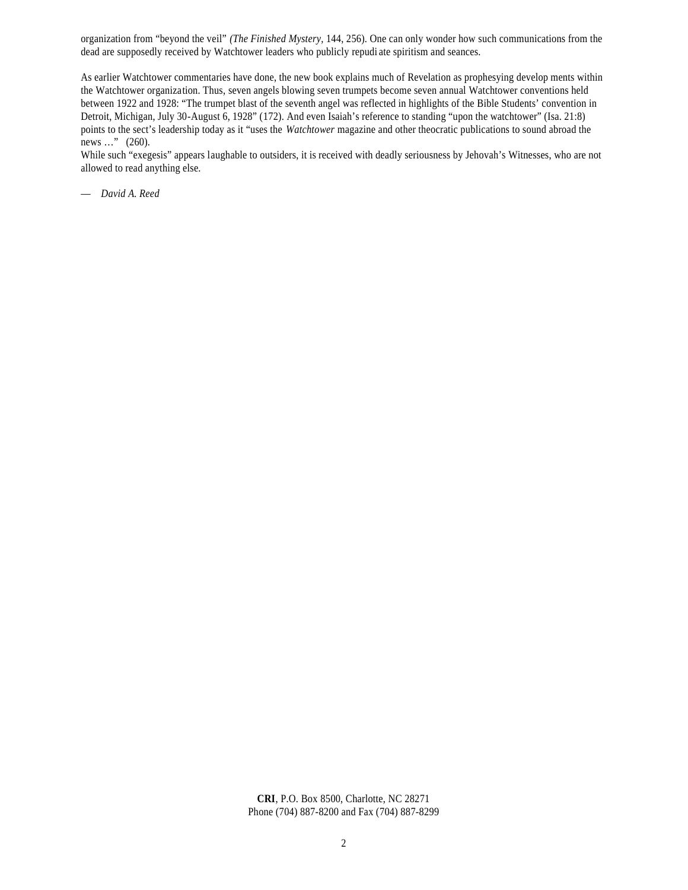organization from "beyond the veil" *(The Finished Mystery*, 144, 256). One can only wonder how such communications from the dead are supposedly received by Watchtower leaders who publicly repudiate spiritism and seances.

As earlier Watchtower commentaries have done, the new book explains much of Revelation as prophesying developments within the Watchtower organization. Thus, seven angels blowing seven trumpets become seven annual Watchtower conventions held between 1922 and 1928: "The trumpet blast of the seventh angel was reflected in highlights of the Bible Students' convention in Detroit, Michigan, July 30-August 6, 1928" (172). And even Isaiah's reference to standing "upon the watchtower" (Isa. 21:8) points to the sect's leadership today as it "uses the *Watchtower* magazine and other theocratic publications to sound abroad the news …" (260).

While such "exegesis" appears laughable to outsiders, it is received with deadly seriousness by Jehovah's Witnesses, who are not allowed to read anything else.

— *David A. Reed*

**CRI**, P.O. Box 8500, Charlotte, NC 28271
Phone (704) 887-8200 and Fax (704) 887-8299